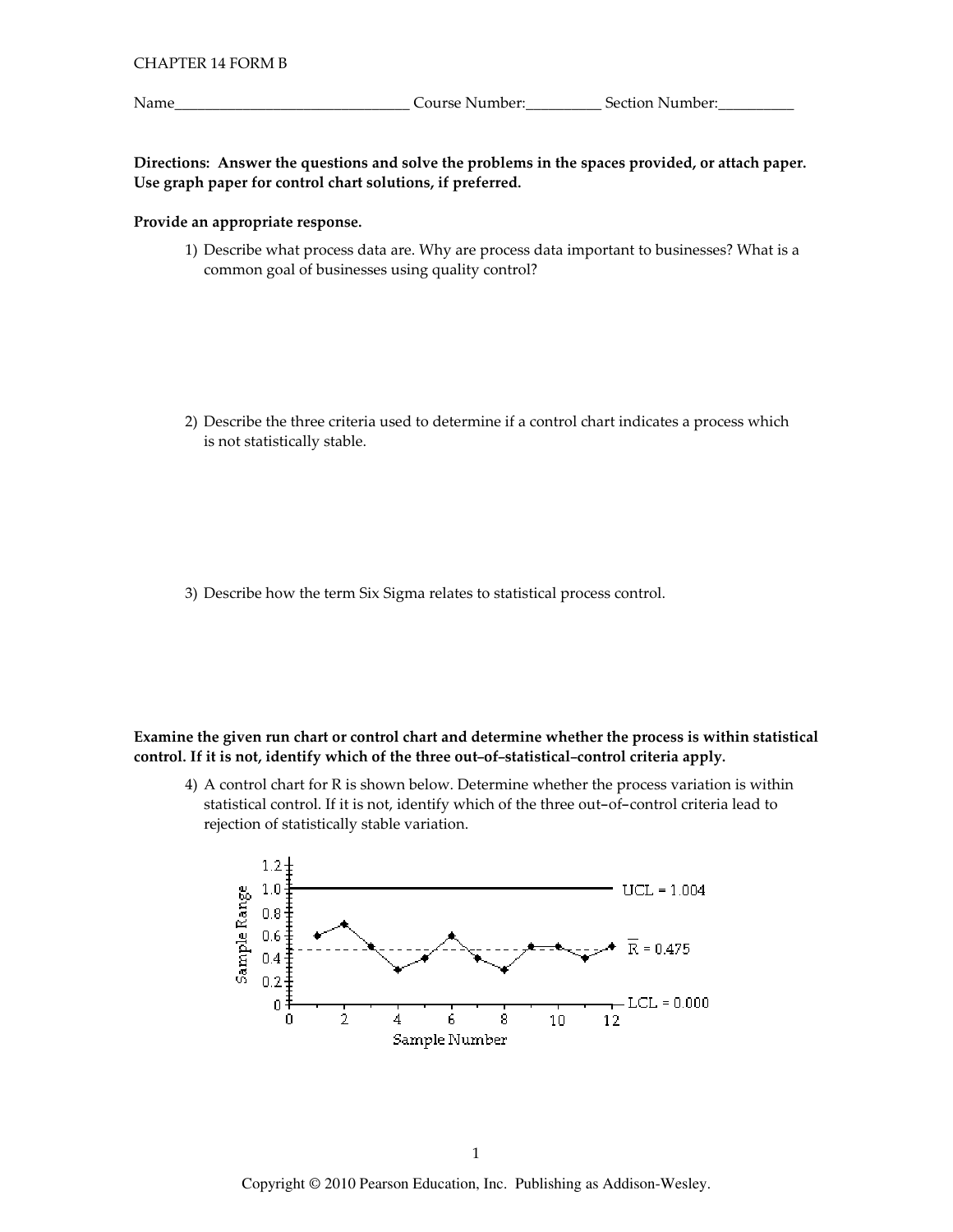CHAPTER 14 FORM B

Name______________________________ Course Number:__________ Section Number:__________

**Directions: Answer the questions and solve the problems in the spaces provided, or attach paper. Use graph paper for control chart solutions, if preferred.**

**Provide an appropriate response.**

1) Describe what process data are. Why are process data important to businesses? What is a common goal of businesses using quality control?

2) Describe the three criteria used to determine if a control chart indicates a process which is not statistically stable.

3) Describe how the term Six Sigma relates to statistical process control.

**Examine the given run chart or control chart and determine whether the process is within statistical control. If it is not, identify which of the three out–of–statistical–control criteria apply.**

4) A control chart for R is shown below. Determine whether the process variation is within statistical control. If it is not, identify which of the three out–of–control criteria lead to rejection of statistically stable variation.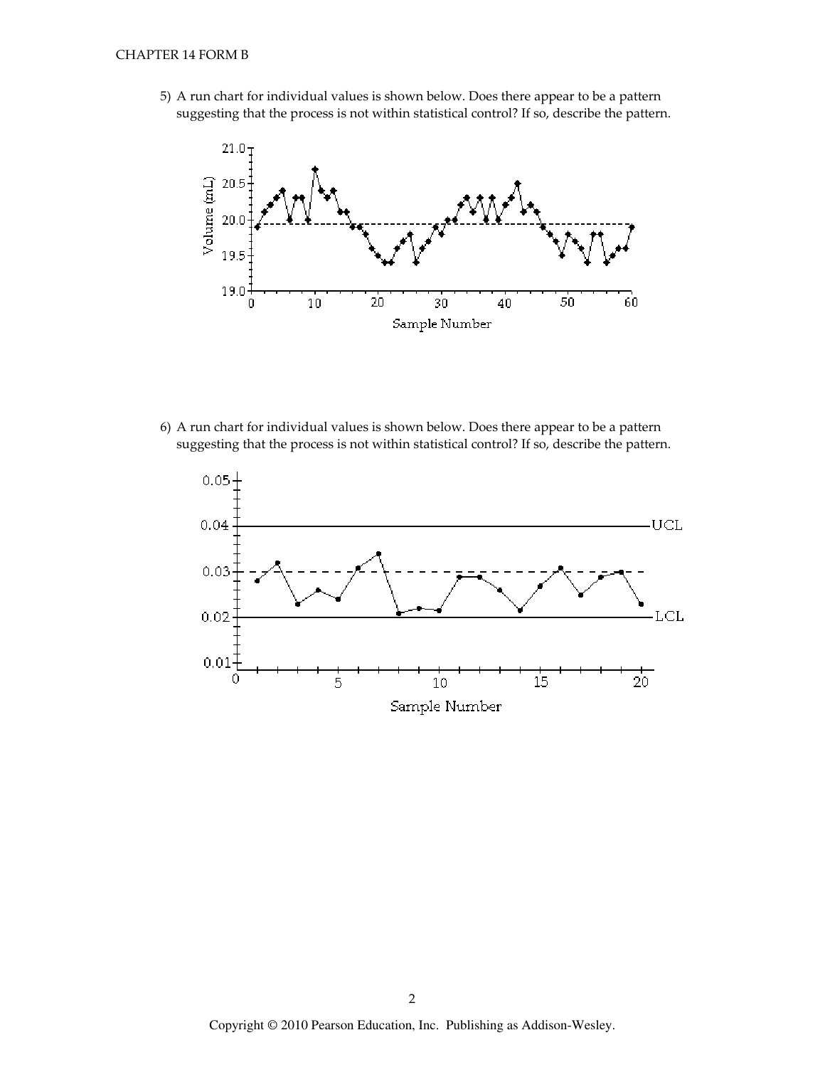5) A run chart for individual values is shown below. Does there appear to be a pattern suggesting that the process is not within statistical control? If so, describe the pattern.

6) A run chart for individual values is shown below. Does there appear to be a pattern suggesting that the process is not within statistical control? If so, describe the pattern.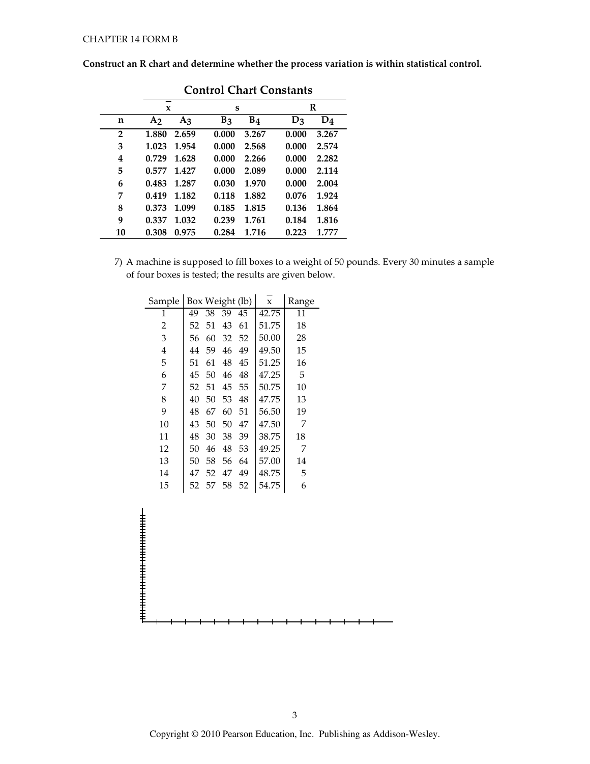**Construct an R chart and determine whether the process variation is within statistical control.**

**Control Chart Constants**

| | $\bar{x}$ | | s | | R | |
|---|---|---|---|---|---|---|
| **n** | $A_2$ | $A_3$ | $B_3$ | $B_4$ | $D_3$ | $D_4$ |
| **2** | **1.880** | **2.659** | **0.000** | **3.267** | **0.000** | **3.267** |
| **3** | **1.023** | **1.954** | **0.000** | **2.568** | **0.000** | **2.574** |
| **4** | **0.729** | **1.628** | **0.000** | **2.266** | **0.000** | **2.282** |
| **5** | **0.577** | **1.427** | **0.000** | **2.089** | **0.000** | **2.114** |
| **6** | **0.483** | **1.287** | **0.030** | **1.970** | **0.000** | **2.004** |
| **7** | **0.419** | **1.182** | **0.118** | **1.882** | **0.076** | **1.924** |
| **8** | **0.373** | **1.099** | **0.185** | **1.815** | **0.136** | **1.864** |
| **9** | **0.337** | **1.032** | **0.239** | **1.761** | **0.184** | **1.816** |
| **10** | **0.308** | **0.975** | **0.284** | **1.716** | **0.223** | **1.777** |

7) A machine is supposed to fill boxes to a weight of 50 pounds. Every 30 minutes a sample of four boxes is tested; the results are given below.

| Sample | Box Weight (lb) | | | | $\bar{x}$ | Range |
|---|---|---|---|---|---|---|
| 1 | 49 | 38 | 39 | 45 | 42.75 | 11 |
| 2 | 52 | 51 | 43 | 61 | 51.75 | 18 |
| 3 | 56 | 60 | 32 | 52 | 50.00 | 28 |
| 4 | 44 | 59 | 46 | 49 | 49.50 | 15 |
| 5 | 51 | 61 | 48 | 45 | 51.25 | 16 |
| 6 | 45 | 50 | 46 | 48 | 47.25 | 5 |
| 7 | 52 | 51 | 45 | 55 | 50.75 | 10 |
| 8 | 40 | 50 | 53 | 48 | 47.75 | 13 |
| 9 | 48 | 67 | 60 | 51 | 56.50 | 19 |
| 10 | 43 | 50 | 50 | 47 | 47.50 | 7 |
| 11 | 48 | 30 | 38 | 39 | 38.75 | 18 |
| 12 | 50 | 46 | 48 | 53 | 49.25 | 7 |
| 13 | 50 | 58 | 56 | 64 | 57.00 | 14 |
| 14 | 47 | 52 | 47 | 49 | 48.75 | 5 |
| 15 | 52 | 57 | 58 | 52 | 54.75 | 6 |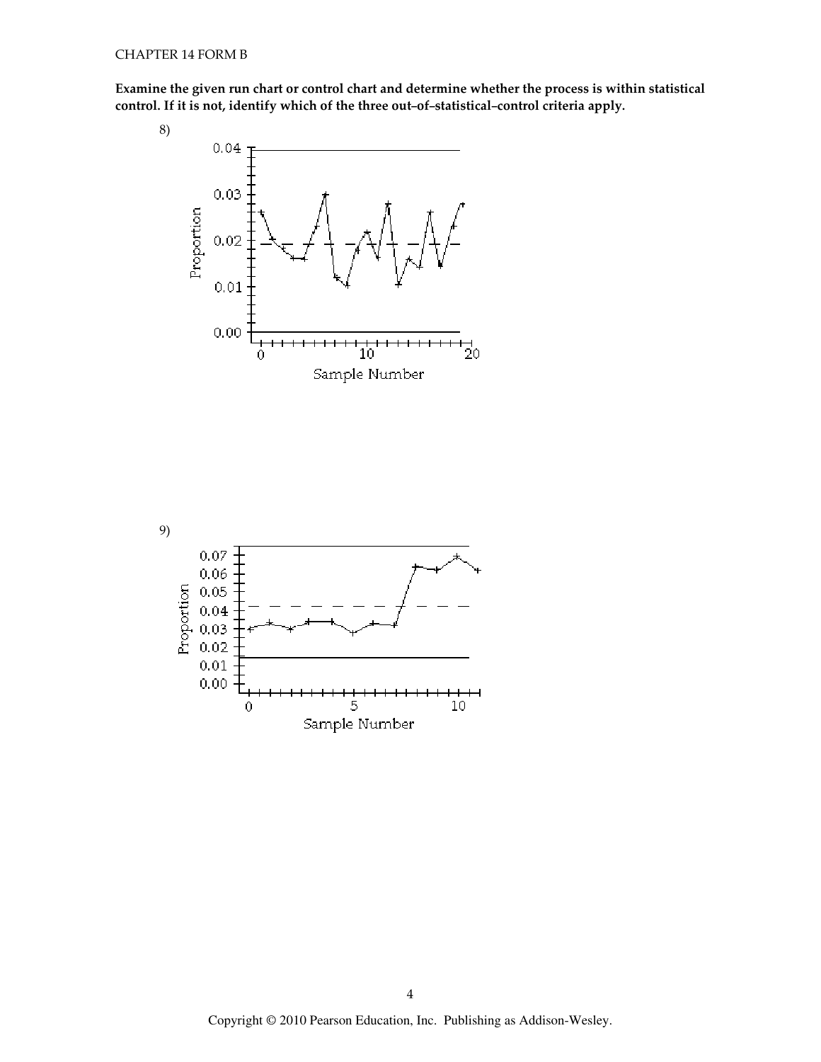**Examine the given run chart or control chart and determine whether the process is within statistical control. If it is not, identify which of the three out–of–statistical–control criteria apply.**

8)

9)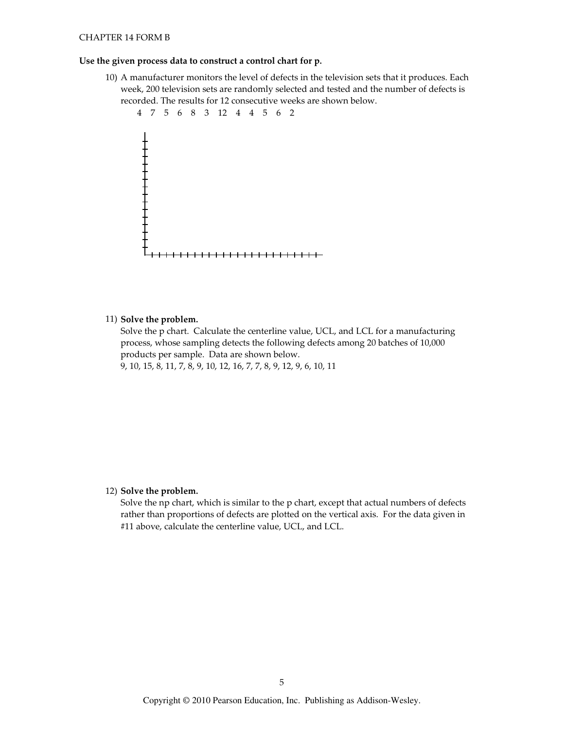CHAPTER 14 FORM B

**Use the given process data to construct a control chart for p.**

10) A manufacturer monitors the level of defects in the television sets that it produces. Each week, 200 television sets are randomly selected and tested and the number of defects is recorded. The results for 12 consecutive weeks are shown below.

4 7 5 6 8 3 12 4 4 5 6 2

11) **Solve the problem.**

Solve the p chart. Calculate the centerline value, UCL, and LCL for a manufacturing process, whose sampling detects the following defects among 20 batches of 10,000 products per sample. Data are shown below.

9, 10, 15, 8, 11, 7, 8, 9, 10, 12, 16, 7, 7, 8, 9, 12, 9, 6, 10, 11

12) **Solve the problem.**

Solve the np chart, which is similar to the p chart, except that actual numbers of defects rather than proportions of defects are plotted on the vertical axis. For the data given in #11 above, calculate the centerline value, UCL, and LCL.

Copyright © 2010 Pearson Education, Inc. Publishing as Addison-Wesley.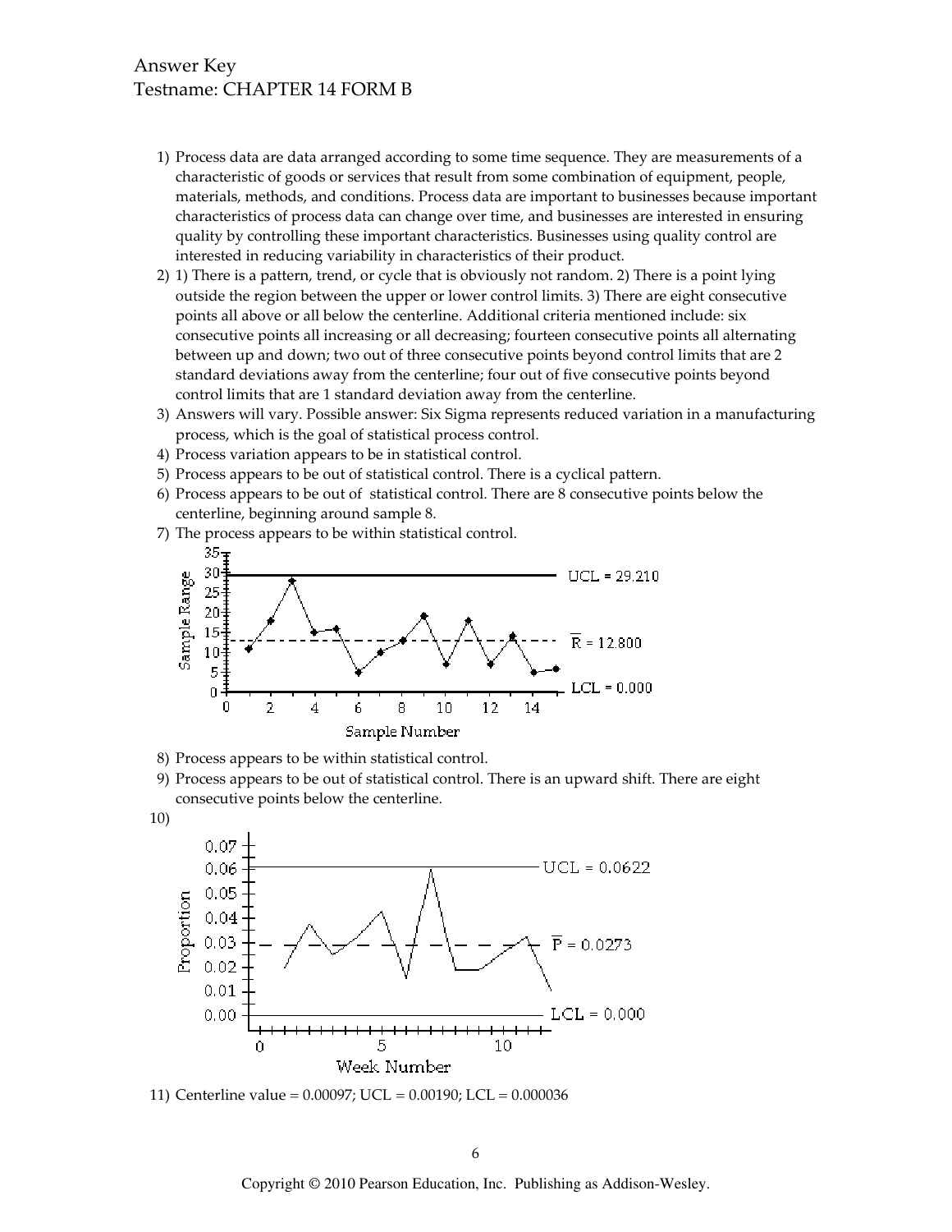Answer Key
Testname: CHAPTER 14 FORM B

1) Process data are data arranged according to some time sequence. They are measurements of a characteristic of goods or services that result from some combination of equipment, people, materials, methods, and conditions. Process data are important to businesses because important characteristics of process data can change over time, and businesses are interested in ensuring quality by controlling these important characteristics. Businesses using quality control are interested in reducing variability in characteristics of their product.
2) 1) There is a pattern, trend, or cycle that is obviously not random. 2) There is a point lying outside the region between the upper or lower control limits. 3) There are eight consecutive points all above or all below the centerline. Additional criteria mentioned include: six consecutive points all increasing or all decreasing; fourteen consecutive points all alternating between up and down; two out of three consecutive points beyond control limits that are 2 standard deviations away from the centerline; four out of five consecutive points beyond control limits that are 1 standard deviation away from the centerline.
3) Answers will vary. Possible answer: Six Sigma represents reduced variation in a manufacturing process, which is the goal of statistical process control.
4) Process variation appears to be in statistical control.
5) Process appears to be out of statistical control. There is a cyclical pattern.
6) Process appears to be out of statistical control. There are 8 consecutive points below the centerline, beginning around sample 8.
7) The process appears to be within statistical control.

8) Process appears to be within statistical control.
9) Process appears to be out of statistical control. There is an upward shift. There are eight consecutive points below the centerline.
10)

11) Centerline value = 0.00097; UCL = 0.00190; LCL = 0.000036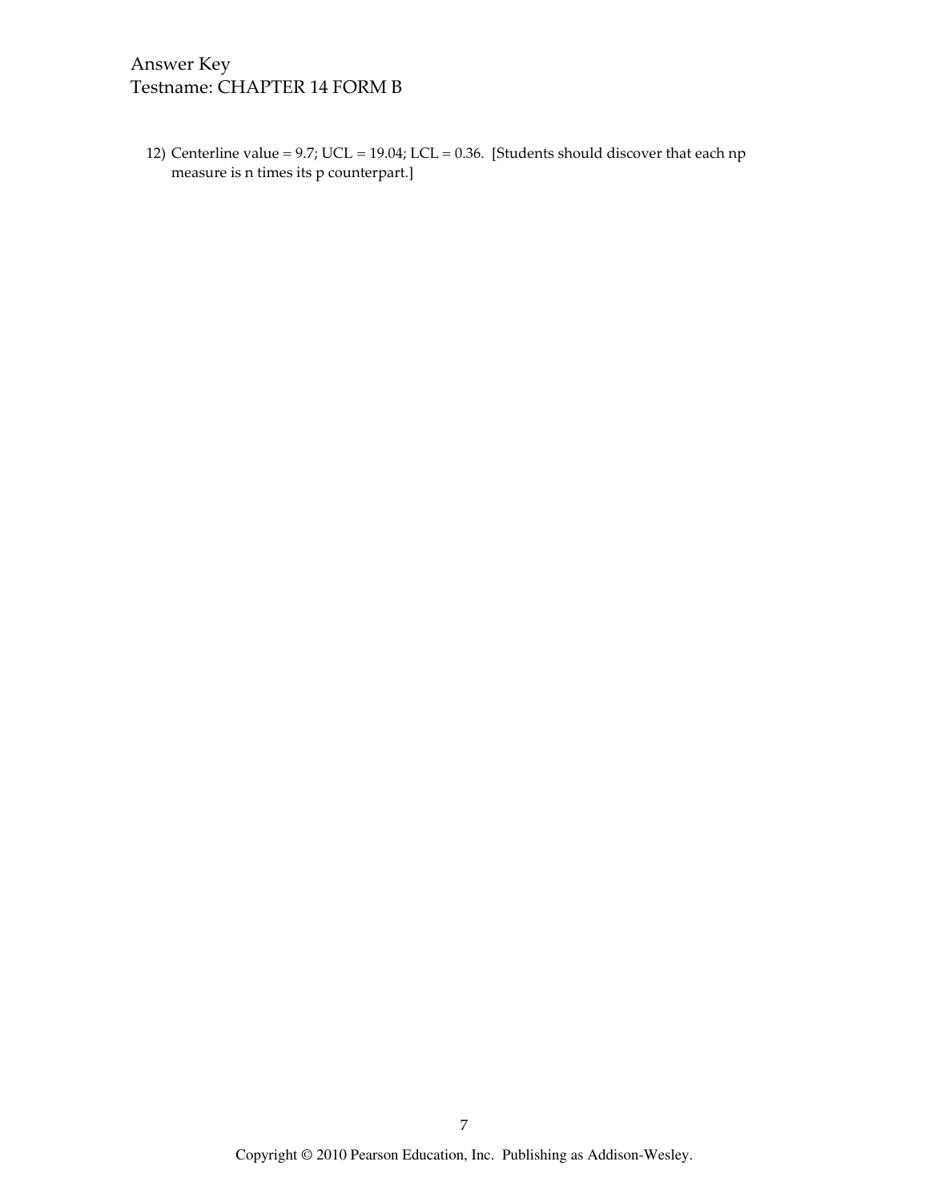12) Centerline value = 9.7; UCL = 19.04; LCL = 0.36. [Students should discover that each np measure is n times its p counterpart.]